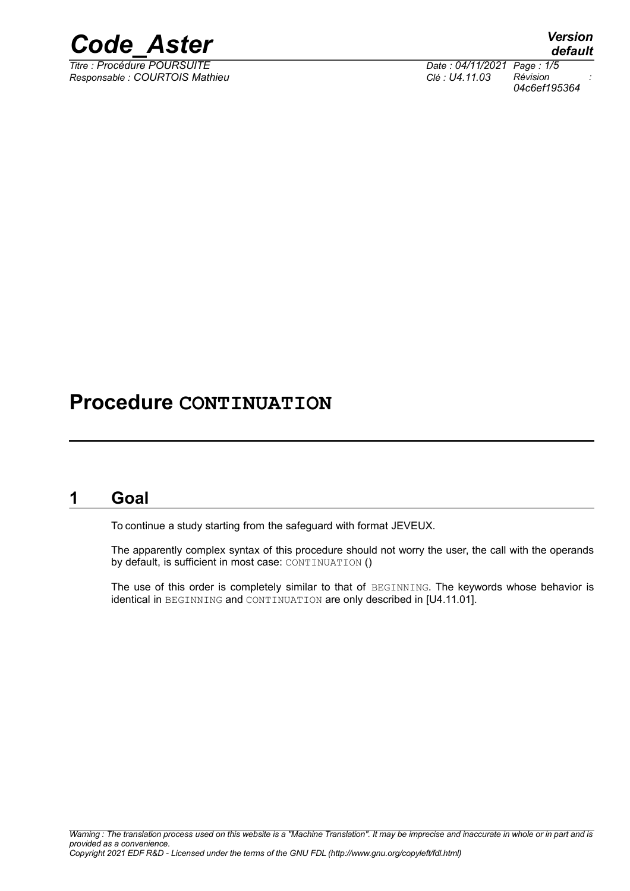# Procedure CONTINUATION

## 1 Goal

To continue a study starting from the safeguard with format JEVEUX.

The apparently complex syntax of this procedure should not worry the user, the call with the operands by default, is sufficient in most case: CONTINUATION ()

The use of this order is completely similar to that of BEGINNING. The keywords whose behavior is identical in BEGINNING and CONTINUATION are only described in [U4.11.01].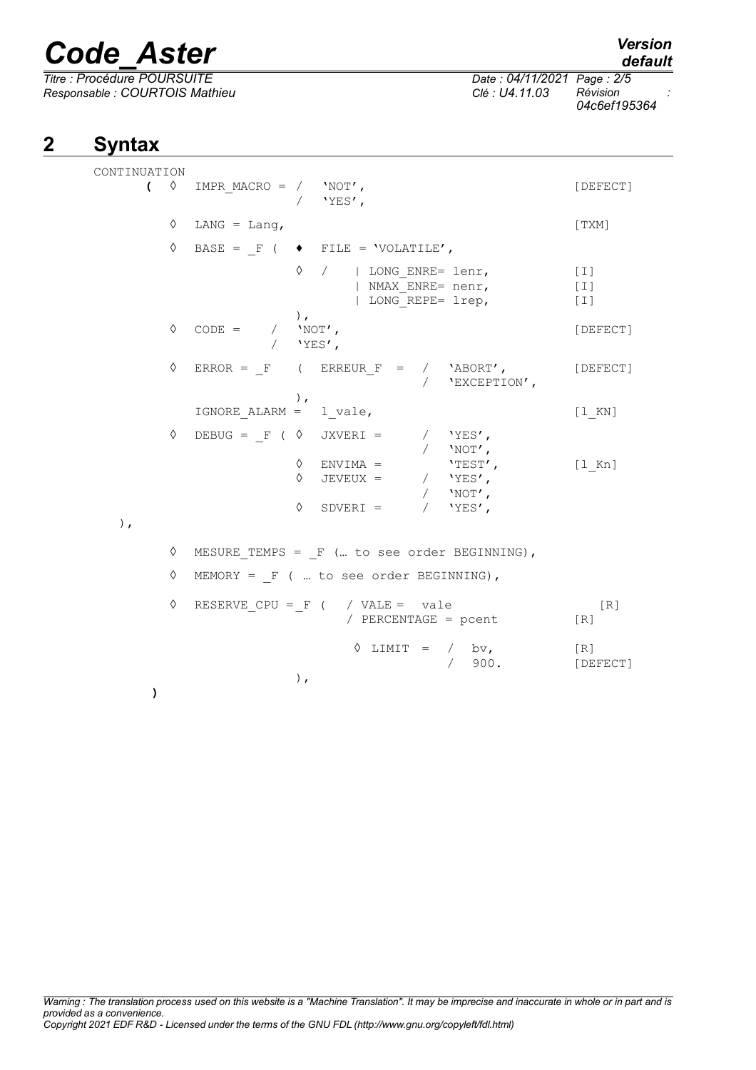# 2 Syntax

```
CONTINUATION
     (  ◊  IMPR_MACRO = /  'NOT',                                    [DEFECT]
                        /  'YES',

        ◊  LANG = Lang,                                              [TXM]

        ◊  BASE = _F (  ♦  FILE = 'VOLATILE',

                        ◊  /   | LONG_ENRE= lenr,                    [I]
                               | NMAX_ENRE= nenr,                    [I]
                               | LONG_REPE= lrep,                    [I]
                        ),
        ◊  CODE =     /  'NOT',                                      [DEFECT]
                      /  'YES',

        ◊  ERROR = _F    (  ERREUR_F  =  /  'ABORT',                 [DEFECT]
                                         /  'EXCEPTION',
                        ),
           IGNORE_ALARM =   l_vale,                                  [l_KN]

        ◊  DEBUG = _F ( ◊  JXVERI =      /  'YES',
                                         /  'NOT',
                        ◊  ENVIMA =         'TEST',                  [l_Kn]
                        ◊  JEVEUX =      /  'YES',
                                         /  'NOT',
                        ◊  SDVERI =      /  'YES',
   ),

        ◊  MESURE_TEMPS = _F (… to see order BEGINNING),

        ◊  MEMORY = _F ( … to see order BEGINNING),

        ◊  RESERVE_CPU = _F (   / VALE =  vale                       [R]
                                / PERCENTAGE = pcent                 [R]

                                ◊ LIMIT  =  /  bv,                   [R]
                                            /  900.                  [DEFECT]
                        ),
     )
```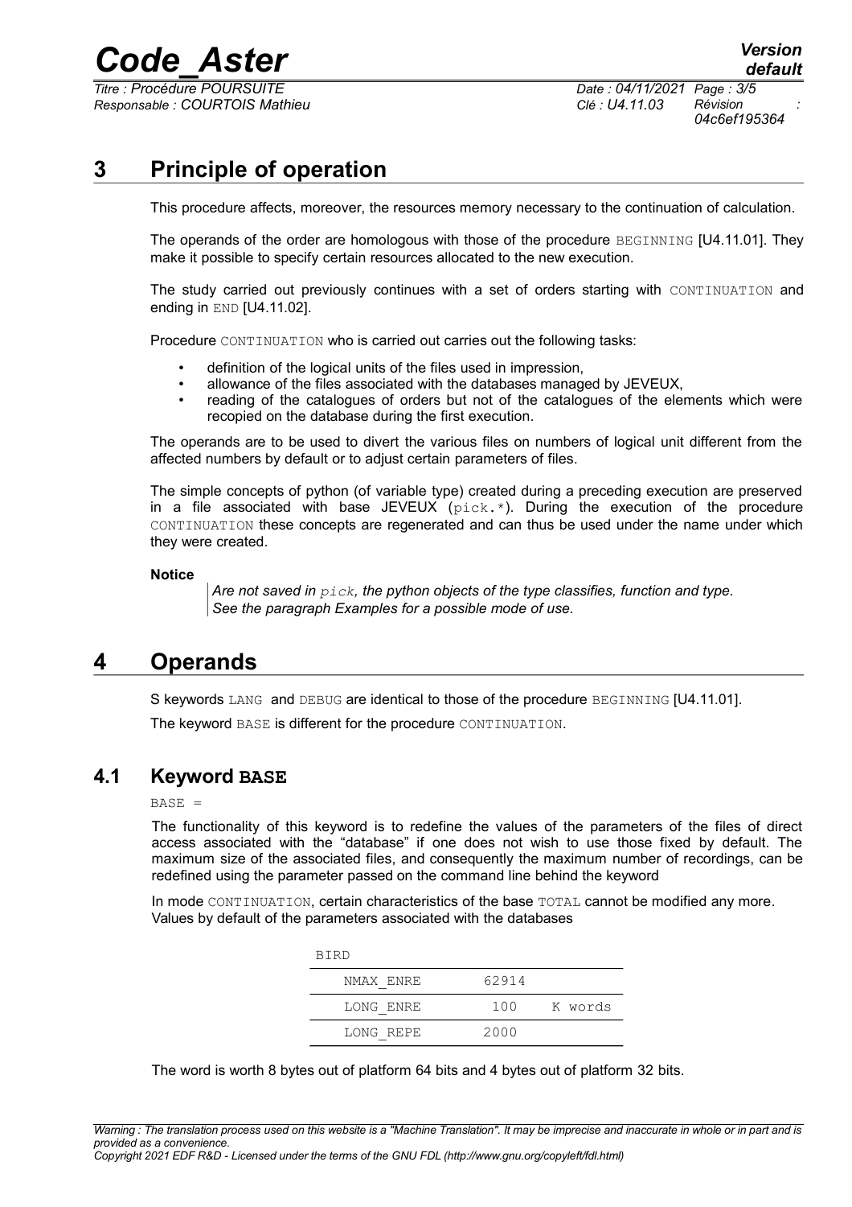# 3 Principle of operation

This procedure affects, moreover, the resources memory necessary to the continuation of calculation.

The operands of the order are homologous with those of the procedure BEGINNING [U4.11.01]. They make it possible to specify certain resources allocated to the new execution.

The study carried out previously continues with a set of orders starting with CONTINUATION and ending in END [U4.11.02].

Procedure CONTINUATION who is carried out carries out the following tasks:

- definition of the logical units of the files used in impression,
- allowance of the files associated with the databases managed by JEVEUX,
- reading of the catalogues of orders but not of the catalogues of the elements which were recopied on the database during the first execution.

The operands are to be used to divert the various files on numbers of logical unit different from the affected numbers by default or to adjust certain parameters of files.

The simple concepts of python (of variable type) created during a preceding execution are preserved in a file associated with base JEVEUX (pick.*). During the execution of the procedure CONTINUATION these concepts are regenerated and can thus be used under the name under which they were created.

**Notice**

*Are not saved in pick, the python objects of the type classifies, function and type. See the paragraph Examples for a possible mode of use.*

# 4 Operands

S keywords LANG and DEBUG are identical to those of the procedure BEGINNING [U4.11.01].

The keyword BASE is different for the procedure CONTINUATION.

## 4.1 Keyword BASE

BASE =

The functionality of this keyword is to redefine the values of the parameters of the files of direct access associated with the "database" if one does not wish to use those fixed by default. The maximum size of the associated files, and consequently the maximum number of recordings, can be redefined using the parameter passed on the command line behind the keyword

In mode CONTINUATION, certain characteristics of the base TOTAL cannot be modified any more. Values by default of the parameters associated with the databases

| BIRD | | |
|---|---|---|
| NMAX_ENRE | 62914 | |
| LONG_ENRE | 100 | K words |
| LONG_REPE | 2000 | |

The word is worth 8 bytes out of platform 64 bits and 4 bytes out of platform 32 bits.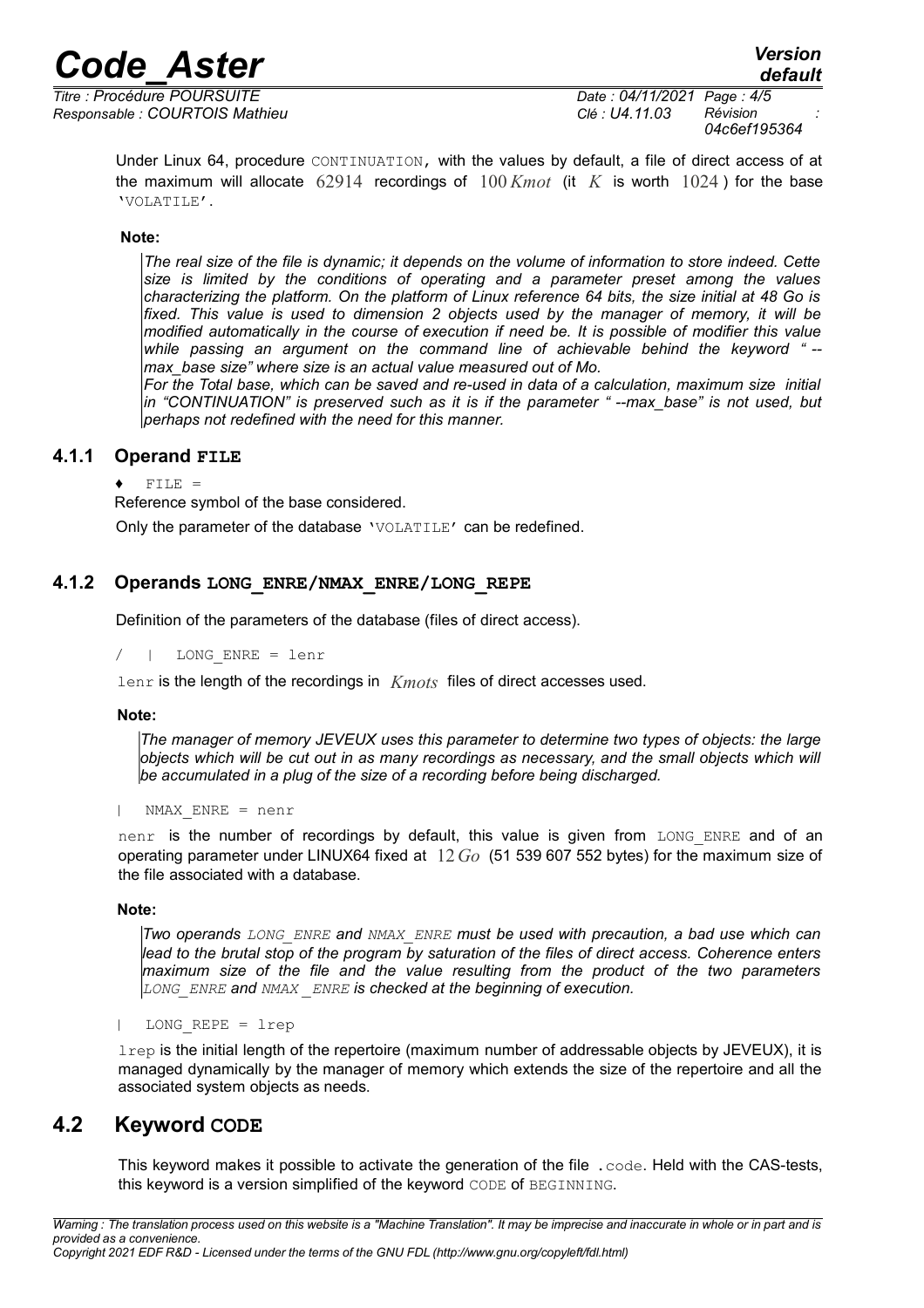Under Linux 64, procedure CONTINUATION, with the values by default, a file of direct access of at the maximum will allocate $62914$ recordings of $100\,Kmot$ (it $K$ is worth $1024$ ) for the base 'VOLATILE'.

**Note:**

*The real size of the file is dynamic; it depends on the volume of information to store indeed. Cette size is limited by the conditions of operating and a parameter preset among the values characterizing the platform. On the platform of Linux reference 64 bits, the size initial at 48 Go is fixed. This value is used to dimension 2 objects used by the manager of memory, it will be modified automatically in the course of execution if need be. It is possible of modifier this value while passing an argument on the command line of achievable behind the keyword " --max_base size" where size is an actual value measured out of Mo.*

*For the Total base, which can be saved and re-used in data of a calculation, maximum size initial in "CONTINUATION" is preserved such as it is if the parameter " --max_base" is not used, but perhaps not redefined with the need for this manner.*

### 4.1.1 Operand FILE

♦ FILE =

Reference symbol of the base considered.

Only the parameter of the database 'VOLATILE' can be redefined.

### 4.1.2 Operands LONG_ENRE/NMAX_ENRE/LONG_REPE

Definition of the parameters of the database (files of direct access).

/ | LONG_ENRE = lenr

lenr is the length of the recordings in $Kmots$ files of direct accesses used.

**Note:**

*The manager of memory JEVEUX uses this parameter to determine two types of objects: the large objects which will be cut out in as many recordings as necessary, and the small objects which will be accumulated in a plug of the size of a recording before being discharged.*

| NMAX_ENRE = nenr

nenr is the number of recordings by default, this value is given from LONG_ENRE and of an operating parameter under LINUX64 fixed at $12\,Go$ (51 539 607 552 bytes) for the maximum size of the file associated with a database.

**Note:**

*Two operands LONG_ENRE and NMAX_ENRE must be used with precaution, a bad use which can lead to the brutal stop of the program by saturation of the files of direct access. Coherence enters maximum size of the file and the value resulting from the product of the two parameters LONG_ENRE and NMAX _ENRE is checked at the beginning of execution.*

| LONG_REPE = lrep

lrep is the initial length of the repertoire (maximum number of addressable objects by JEVEUX), it is managed dynamically by the manager of memory which extends the size of the repertoire and all the associated system objects as needs.

## 4.2 Keyword CODE

This keyword makes it possible to activate the generation of the file .code. Held with the CAS-tests, this keyword is a version simplified of the keyword CODE of BEGINNING.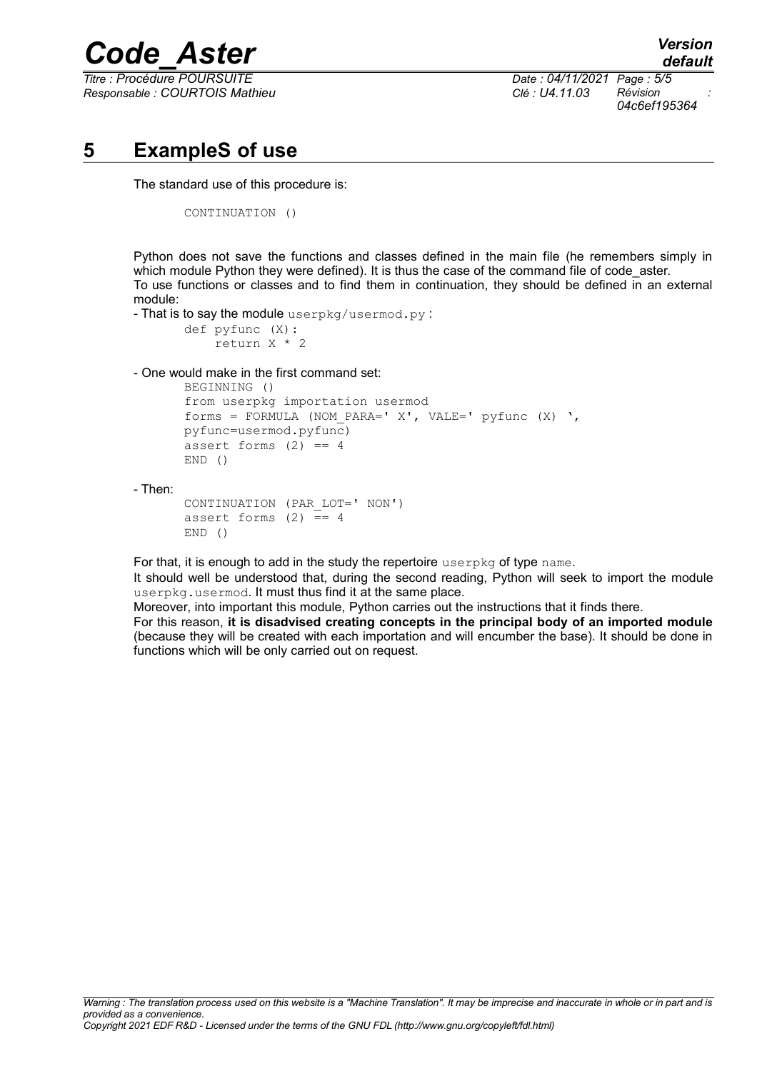# 5 ExampleS of use

The standard use of this procedure is:

```
CONTINUATION ()
```

Python does not save the functions and classes defined in the main file (he remembers simply in which module Python they were defined). It is thus the case of the command file of code_aster.
To use functions or classes and to find them in continuation, they should be defined in an external module:

- That is to say the module `userpkg/usermod.py` :

```
def pyfunc (X):
    return X * 2
```

- One would make in the first command set:

```
BEGINNING ()
from userpkg importation usermod
forms = FORMULA (NOM_PARA=' X', VALE=' pyfunc (X) ',
pyfunc=usermod.pyfunc)
assert forms (2) == 4
END ()
```

- Then:

```
CONTINUATION (PAR_LOT=' NON')
assert forms (2) == 4
END ()
```

For that, it is enough to add in the study the repertoire `userpkg` of type `name`.
It should well be understood that, during the second reading, Python will seek to import the module `userpkg.usermod`. It must thus find it at the same place.
Moreover, into important this module, Python carries out the instructions that it finds there.
For this reason, **it is disadvised creating concepts in the principal body of an imported module** (because they will be created with each importation and will encumber the base). It should be done in functions which will be only carried out on request.